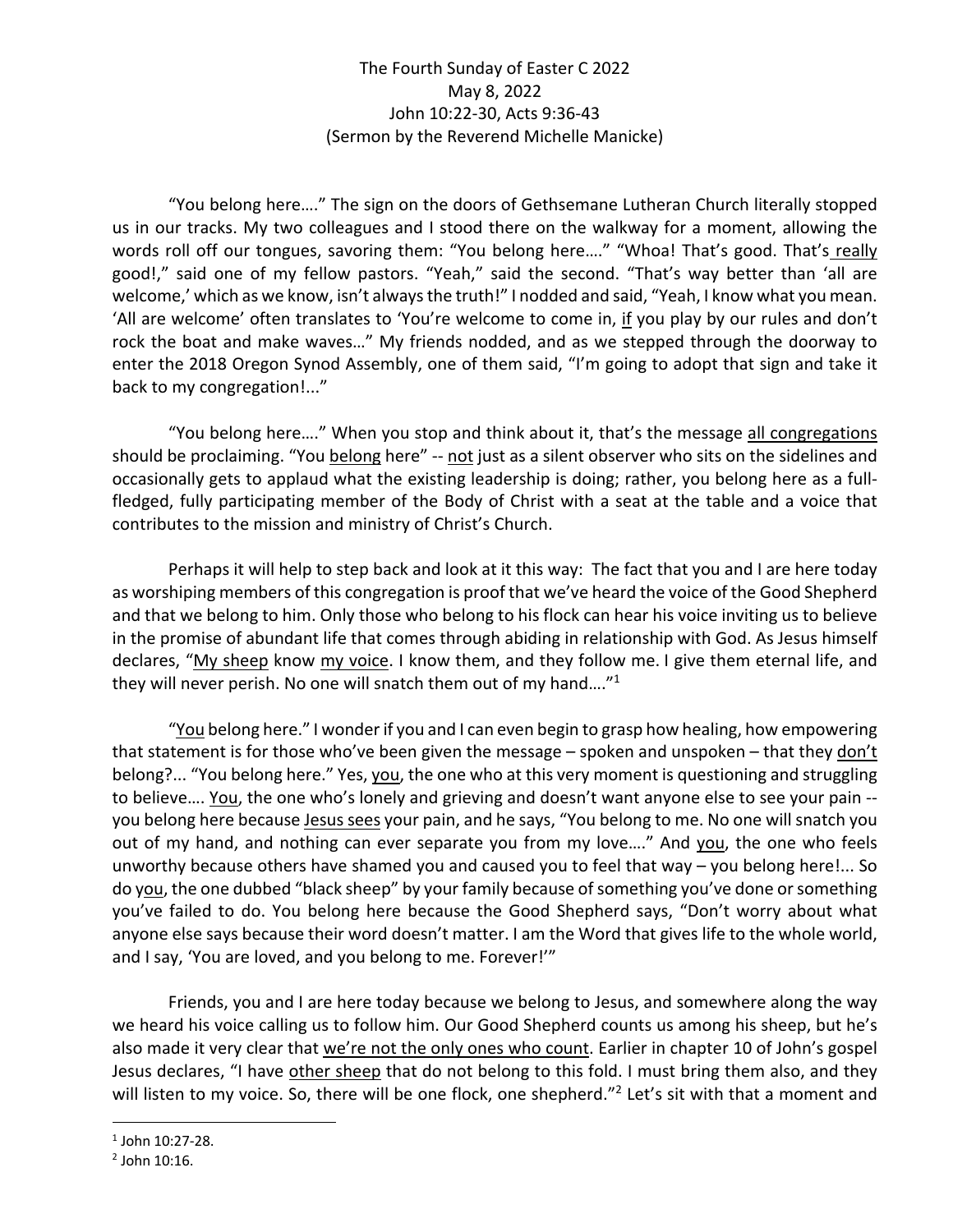The Fourth Sunday of Easter C 2022
May 8, 2022
John 10:22-30, Acts 9:36-43
(Sermon by the Reverend Michelle Manicke)

"You belong here…." The sign on the doors of Gethsemane Lutheran Church literally stopped us in our tracks. My two colleagues and I stood there on the walkway for a moment, allowing the words roll off our tongues, savoring them: "You belong here…." "Whoa! That's good. That's really good!," said one of my fellow pastors. "Yeah," said the second. "That's way better than 'all are welcome,' which as we know, isn't always the truth!" I nodded and said, "Yeah, I know what you mean. 'All are welcome' often translates to 'You're welcome to come in, if you play by our rules and don't rock the boat and make waves…" My friends nodded, and as we stepped through the doorway to enter the 2018 Oregon Synod Assembly, one of them said, "I'm going to adopt that sign and take it back to my congregation!..."

"You belong here…." When you stop and think about it, that's the message all congregations should be proclaiming. "You belong here" -- not just as a silent observer who sits on the sidelines and occasionally gets to applaud what the existing leadership is doing; rather, you belong here as a full-fledged, fully participating member of the Body of Christ with a seat at the table and a voice that contributes to the mission and ministry of Christ's Church.

Perhaps it will help to step back and look at it this way: The fact that you and I are here today as worshiping members of this congregation is proof that we've heard the voice of the Good Shepherd and that we belong to him. Only those who belong to his flock can hear his voice inviting us to believe in the promise of abundant life that comes through abiding in relationship with God. As Jesus himself declares, "My sheep know my voice. I know them, and they follow me. I give them eternal life, and they will never perish. No one will snatch them out of my hand…."[1]

"You belong here." I wonder if you and I can even begin to grasp how healing, how empowering that statement is for those who've been given the message – spoken and unspoken – that they don't belong?... "You belong here." Yes, you, the one who at this very moment is questioning and struggling to believe…. You, the one who's lonely and grieving and doesn't want anyone else to see your pain -- you belong here because Jesus sees your pain, and he says, "You belong to me. No one will snatch you out of my hand, and nothing can ever separate you from my love…." And you, the one who feels unworthy because others have shamed you and caused you to feel that way – you belong here!... So do you, the one dubbed "black sheep" by your family because of something you've done or something you've failed to do. You belong here because the Good Shepherd says, "Don't worry about what anyone else says because their word doesn't matter. I am the Word that gives life to the whole world, and I say, 'You are loved, and you belong to me. Forever!'"

Friends, you and I are here today because we belong to Jesus, and somewhere along the way we heard his voice calling us to follow him. Our Good Shepherd counts us among his sheep, but he's also made it very clear that we're not the only ones who count. Earlier in chapter 10 of John's gospel Jesus declares, "I have other sheep that do not belong to this fold. I must bring them also, and they will listen to my voice. So, there will be one flock, one shepherd."[2] Let's sit with that a moment and

---

[1] John 10:27-28.

[2] John 10:16.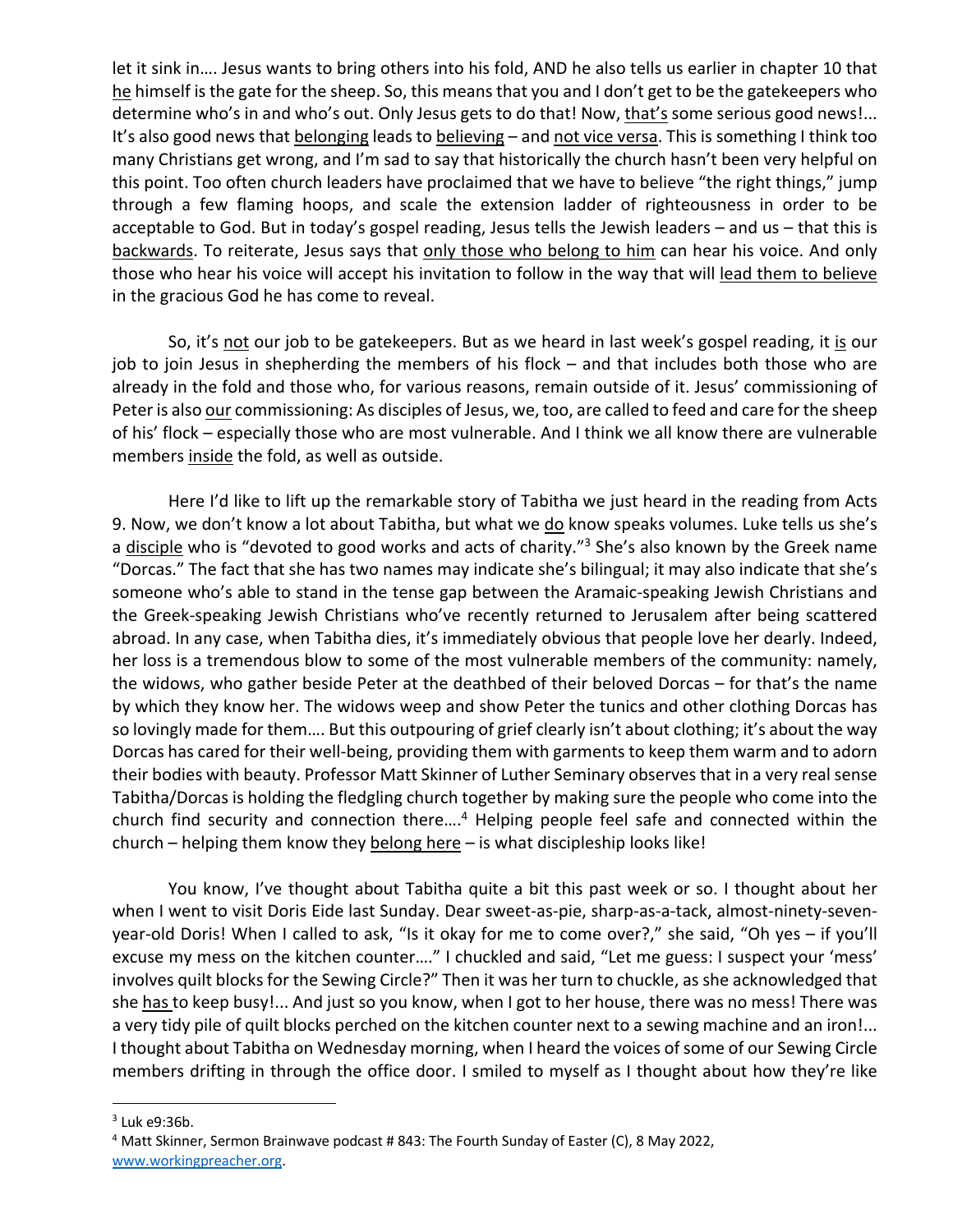let it sink in…. Jesus wants to bring others into his fold, AND he also tells us earlier in chapter 10 that he himself is the gate for the sheep. So, this means that you and I don't get to be the gatekeepers who determine who's in and who's out. Only Jesus gets to do that! Now, that's some serious good news!... It's also good news that belonging leads to believing – and not vice versa. This is something I think too many Christians get wrong, and I'm sad to say that historically the church hasn't been very helpful on this point. Too often church leaders have proclaimed that we have to believe "the right things," jump through a few flaming hoops, and scale the extension ladder of righteousness in order to be acceptable to God. But in today's gospel reading, Jesus tells the Jewish leaders – and us – that this is backwards. To reiterate, Jesus says that only those who belong to him can hear his voice. And only those who hear his voice will accept his invitation to follow in the way that will lead them to believe in the gracious God he has come to reveal.

So, it's not our job to be gatekeepers. But as we heard in last week's gospel reading, it is our job to join Jesus in shepherding the members of his flock – and that includes both those who are already in the fold and those who, for various reasons, remain outside of it. Jesus' commissioning of Peter is also our commissioning: As disciples of Jesus, we, too, are called to feed and care for the sheep of his' flock – especially those who are most vulnerable. And I think we all know there are vulnerable members inside the fold, as well as outside.

Here I'd like to lift up the remarkable story of Tabitha we just heard in the reading from Acts 9. Now, we don't know a lot about Tabitha, but what we do know speaks volumes. Luke tells us she's a disciple who is "devoted to good works and acts of charity."[3] She's also known by the Greek name "Dorcas." The fact that she has two names may indicate she's bilingual; it may also indicate that she's someone who's able to stand in the tense gap between the Aramaic-speaking Jewish Christians and the Greek-speaking Jewish Christians who've recently returned to Jerusalem after being scattered abroad. In any case, when Tabitha dies, it's immediately obvious that people love her dearly. Indeed, her loss is a tremendous blow to some of the most vulnerable members of the community: namely, the widows, who gather beside Peter at the deathbed of their beloved Dorcas – for that's the name by which they know her. The widows weep and show Peter the tunics and other clothing Dorcas has so lovingly made for them…. But this outpouring of grief clearly isn't about clothing; it's about the way Dorcas has cared for their well-being, providing them with garments to keep them warm and to adorn their bodies with beauty. Professor Matt Skinner of Luther Seminary observes that in a very real sense Tabitha/Dorcas is holding the fledgling church together by making sure the people who come into the church find security and connection there….[4] Helping people feel safe and connected within the church – helping them know they belong here – is what discipleship looks like!

You know, I've thought about Tabitha quite a bit this past week or so. I thought about her when I went to visit Doris Eide last Sunday. Dear sweet-as-pie, sharp-as-a-tack, almost-ninety-seven-year-old Doris! When I called to ask, "Is it okay for me to come over?," she said, "Oh yes – if you'll excuse my mess on the kitchen counter…." I chuckled and said, "Let me guess: I suspect your 'mess' involves quilt blocks for the Sewing Circle?" Then it was her turn to chuckle, as she acknowledged that she has to keep busy!... And just so you know, when I got to her house, there was no mess! There was a very tidy pile of quilt blocks perched on the kitchen counter next to a sewing machine and an iron!... I thought about Tabitha on Wednesday morning, when I heard the voices of some of our Sewing Circle members drifting in through the office door. I smiled to myself as I thought about how they're like

---

[3] Luk e9:36b.

[4] Matt Skinner, Sermon Brainwave podcast # 843: The Fourth Sunday of Easter (C), 8 May 2022, www.workingpreacher.org.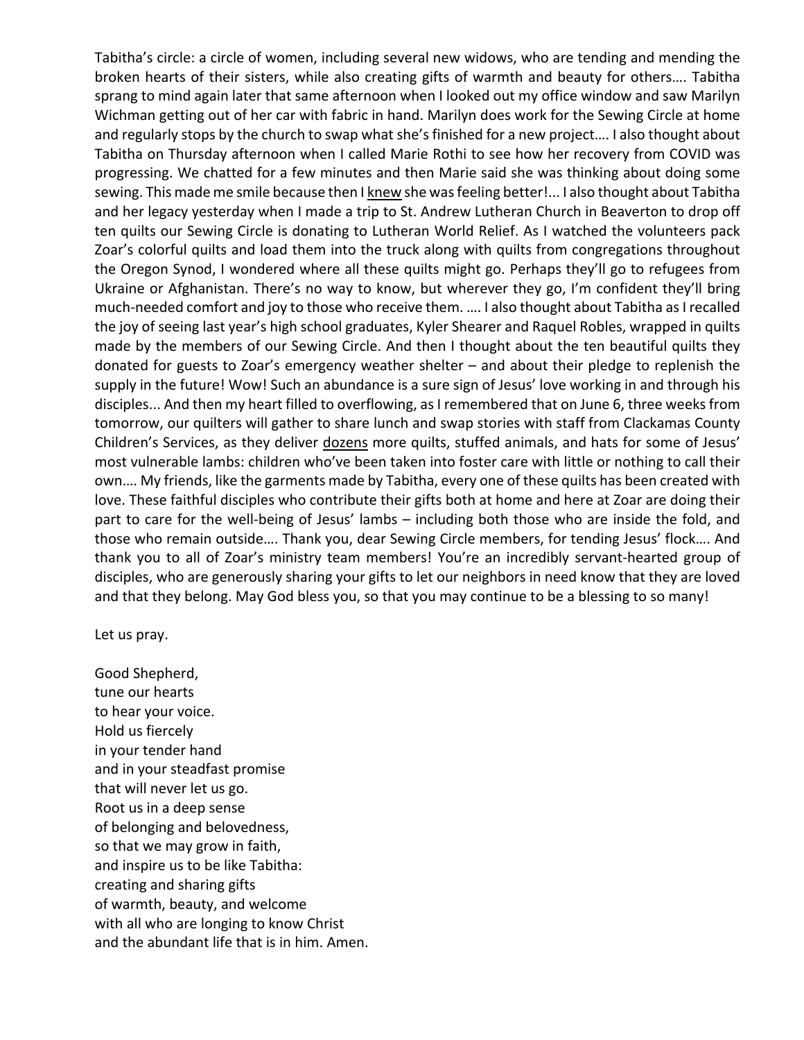Tabitha's circle: a circle of women, including several new widows, who are tending and mending the broken hearts of their sisters, while also creating gifts of warmth and beauty for others…. Tabitha sprang to mind again later that same afternoon when I looked out my office window and saw Marilyn Wichman getting out of her car with fabric in hand. Marilyn does work for the Sewing Circle at home and regularly stops by the church to swap what she's finished for a new project…. I also thought about Tabitha on Thursday afternoon when I called Marie Rothi to see how her recovery from COVID was progressing. We chatted for a few minutes and then Marie said she was thinking about doing some sewing. This made me smile because then I <u>knew</u> she was feeling better!... I also thought about Tabitha and her legacy yesterday when I made a trip to St. Andrew Lutheran Church in Beaverton to drop off ten quilts our Sewing Circle is donating to Lutheran World Relief. As I watched the volunteers pack Zoar's colorful quilts and load them into the truck along with quilts from congregations throughout the Oregon Synod, I wondered where all these quilts might go. Perhaps they'll go to refugees from Ukraine or Afghanistan. There's no way to know, but wherever they go, I'm confident they'll bring much-needed comfort and joy to those who receive them. …. I also thought about Tabitha as I recalled the joy of seeing last year's high school graduates, Kyler Shearer and Raquel Robles, wrapped in quilts made by the members of our Sewing Circle. And then I thought about the ten beautiful quilts they donated for guests to Zoar's emergency weather shelter – and about their pledge to replenish the supply in the future! Wow! Such an abundance is a sure sign of Jesus' love working in and through his disciples... And then my heart filled to overflowing, as I remembered that on June 6, three weeks from tomorrow, our quilters will gather to share lunch and swap stories with staff from Clackamas County Children's Services, as they deliver <u>dozens</u> more quilts, stuffed animals, and hats for some of Jesus' most vulnerable lambs: children who've been taken into foster care with little or nothing to call their own…. My friends, like the garments made by Tabitha, every one of these quilts has been created with love. These faithful disciples who contribute their gifts both at home and here at Zoar are doing their part to care for the well-being of Jesus' lambs – including both those who are inside the fold, and those who remain outside…. Thank you, dear Sewing Circle members, for tending Jesus' flock…. And thank you to all of Zoar's ministry team members! You're an incredibly servant-hearted group of disciples, who are generously sharing your gifts to let our neighbors in need know that they are loved and that they belong. May God bless you, so that you may continue to be a blessing to so many!

Let us pray.

Good Shepherd,
tune our hearts
to hear your voice.
Hold us fiercely
in your tender hand
and in your steadfast promise
that will never let us go.
Root us in a deep sense
of belonging and belovedness,
so that we may grow in faith,
and inspire us to be like Tabitha:
creating and sharing gifts
of warmth, beauty, and welcome
with all who are longing to know Christ
and the abundant life that is in him. Amen.